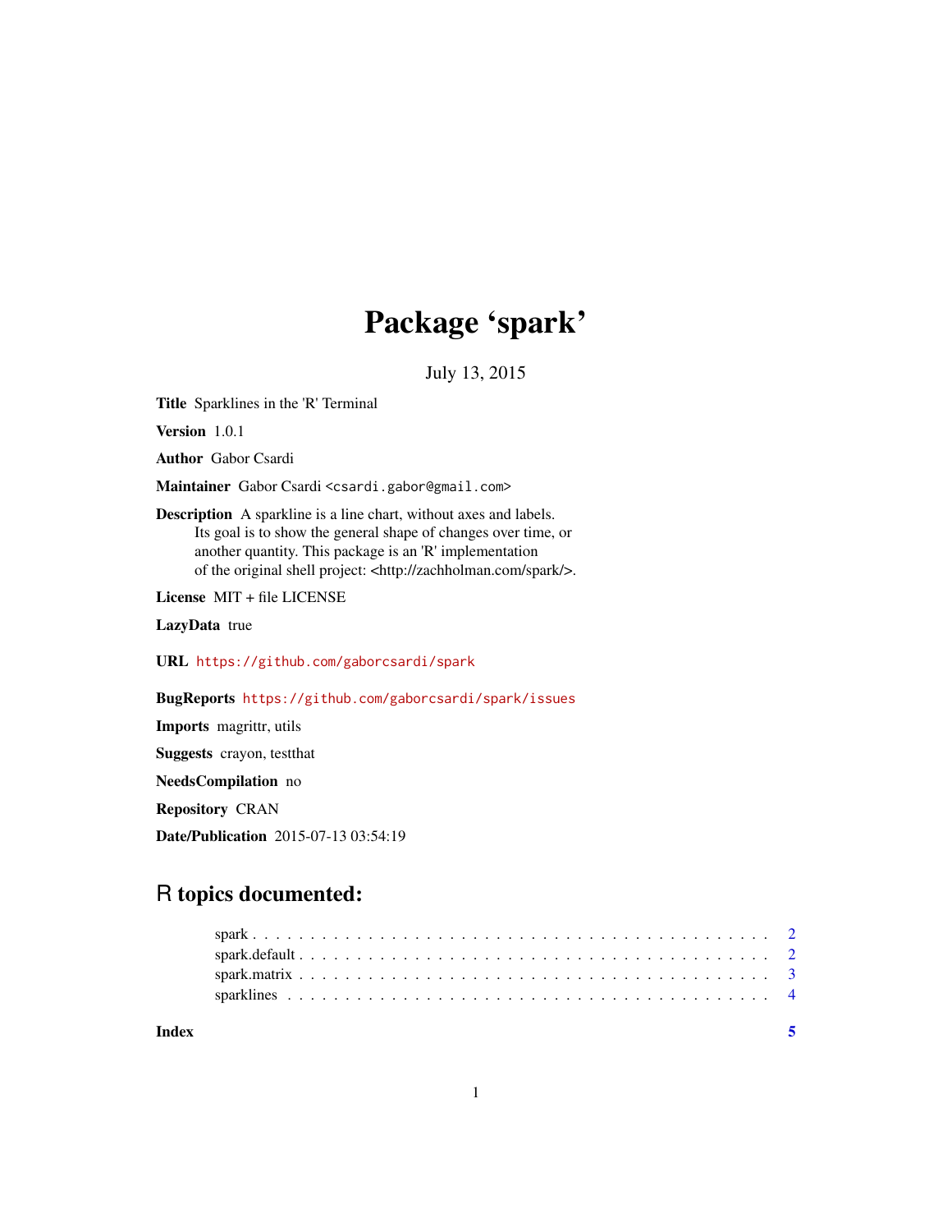# Package 'spark'

July 13, 2015

**Title** Sparklines in the 'R' Terminal

**Version** 1.0.1

**Author** Gabor Csardi

**Maintainer** Gabor Csardi <csardi.gabor@gmail.com>

**Description** A sparkline is a line chart, without axes and labels.
Its goal is to show the general shape of changes over time, or
another quantity. This package is an 'R' implementation
of the original shell project: <http://zachholman.com/spark/>.

**License** MIT + file LICENSE

**LazyData** true

**URL** https://github.com/gaborcsardi/spark

**BugReports** https://github.com/gaborcsardi/spark/issues

**Imports** magrittr, utils

**Suggests** crayon, testthat

**NeedsCompilation** no

**Repository** CRAN

**Date/Publication** 2015-07-13 03:54:19

## R topics documented:

spark . . . . . . . . . . . . . . . . . . . . . . . . . . . . . . . . . . . . . . . . . . 2
spark.default . . . . . . . . . . . . . . . . . . . . . . . . . . . . . . . . . . . . . . 2
spark.matrix . . . . . . . . . . . . . . . . . . . . . . . . . . . . . . . . . . . . . . 3
sparklines . . . . . . . . . . . . . . . . . . . . . . . . . . . . . . . . . . . . . . . 4

**Index** **5**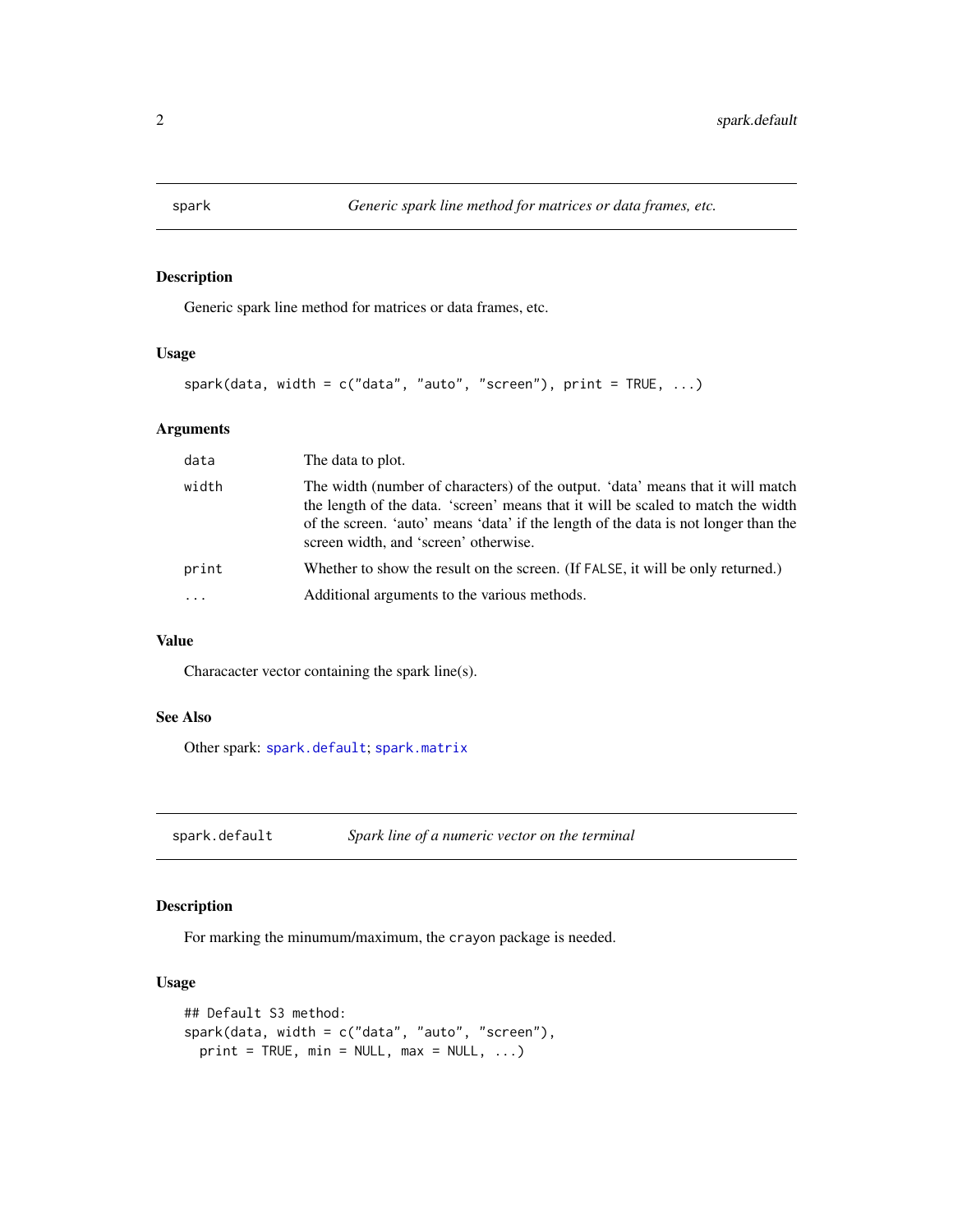## spark — *Generic spark line method for matrices or data frames, etc.*

### Description

Generic spark line method for matrices or data frames, etc.

### Usage

```
spark(data, width = c("data", "auto", "screen"), print = TRUE, ...)
```

### Arguments

| | |
|---|---|
| data | The data to plot. |
| width | The width (number of characters) of the output. 'data' means that it will match the length of the data. 'screen' means that it will be scaled to match the width of the screen. 'auto' means 'data' if the length of the data is not longer than the screen width, and 'screen' otherwise. |
| print | Whether to show the result on the screen. (If FALSE, it will be only returned.) |
| ... | Additional arguments to the various methods. |

### Value

Characacter vector containing the spark line(s).

### See Also

Other spark: spark.default; spark.matrix

## spark.default — *Spark line of a numeric vector on the terminal*

### Description

For marking the minumum/maximum, the crayon package is needed.

### Usage

```
## Default S3 method:
spark(data, width = c("data", "auto", "screen"),
  print = TRUE, min = NULL, max = NULL, ...)
```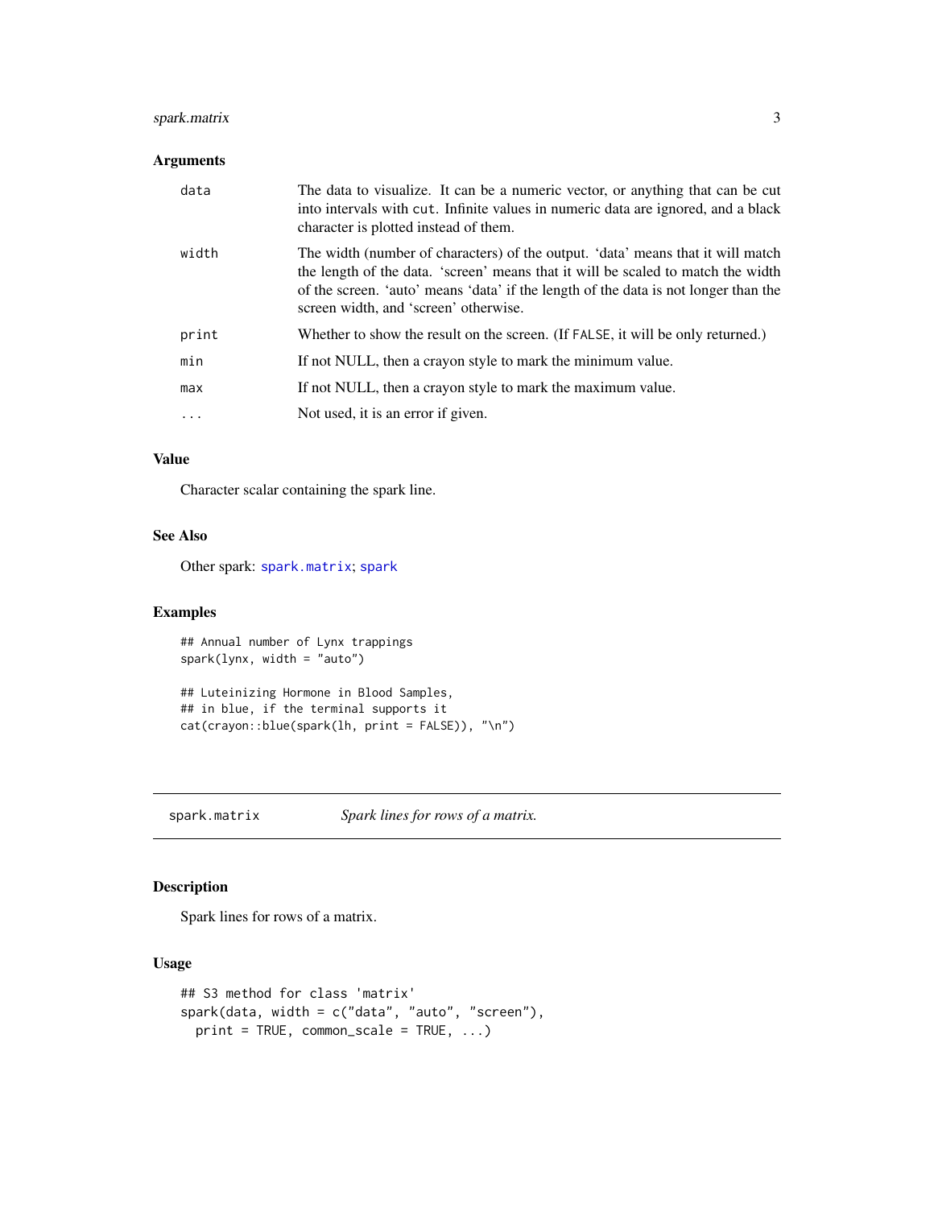### Arguments

| | |
|---|---|
| `data` | The data to visualize. It can be a numeric vector, or anything that can be cut into intervals with `cut`. Infinite values in numeric data are ignored, and a black character is plotted instead of them. |
| `width` | The width (number of characters) of the output. 'data' means that it will match the length of the data. 'screen' means that it will be scaled to match the width of the screen. 'auto' means 'data' if the length of the data is not longer than the screen width, and 'screen' otherwise. |
| `print` | Whether to show the result on the screen. (If `FALSE`, it will be only returned.) |
| `min` | If not NULL, then a crayon style to mark the minimum value. |
| `max` | If not NULL, then a crayon style to mark the maximum value. |
| `...` | Not used, it is an error if given. |

### Value

Character scalar containing the spark line.

### See Also

Other spark: `spark.matrix`; `spark`

### Examples

```
## Annual number of Lynx trappings
spark(lynx, width = "auto")

## Luteinizing Hormone in Blood Samples,
## in blue, if the terminal supports it
cat(crayon::blue(spark(lh, print = FALSE)), "\n")
```

---

## `spark.matrix` *Spark lines for rows of a matrix.*

---

### Description

Spark lines for rows of a matrix.

### Usage

```
## S3 method for class 'matrix'
spark(data, width = c("data", "auto", "screen"),
  print = TRUE, common_scale = TRUE, ...)
```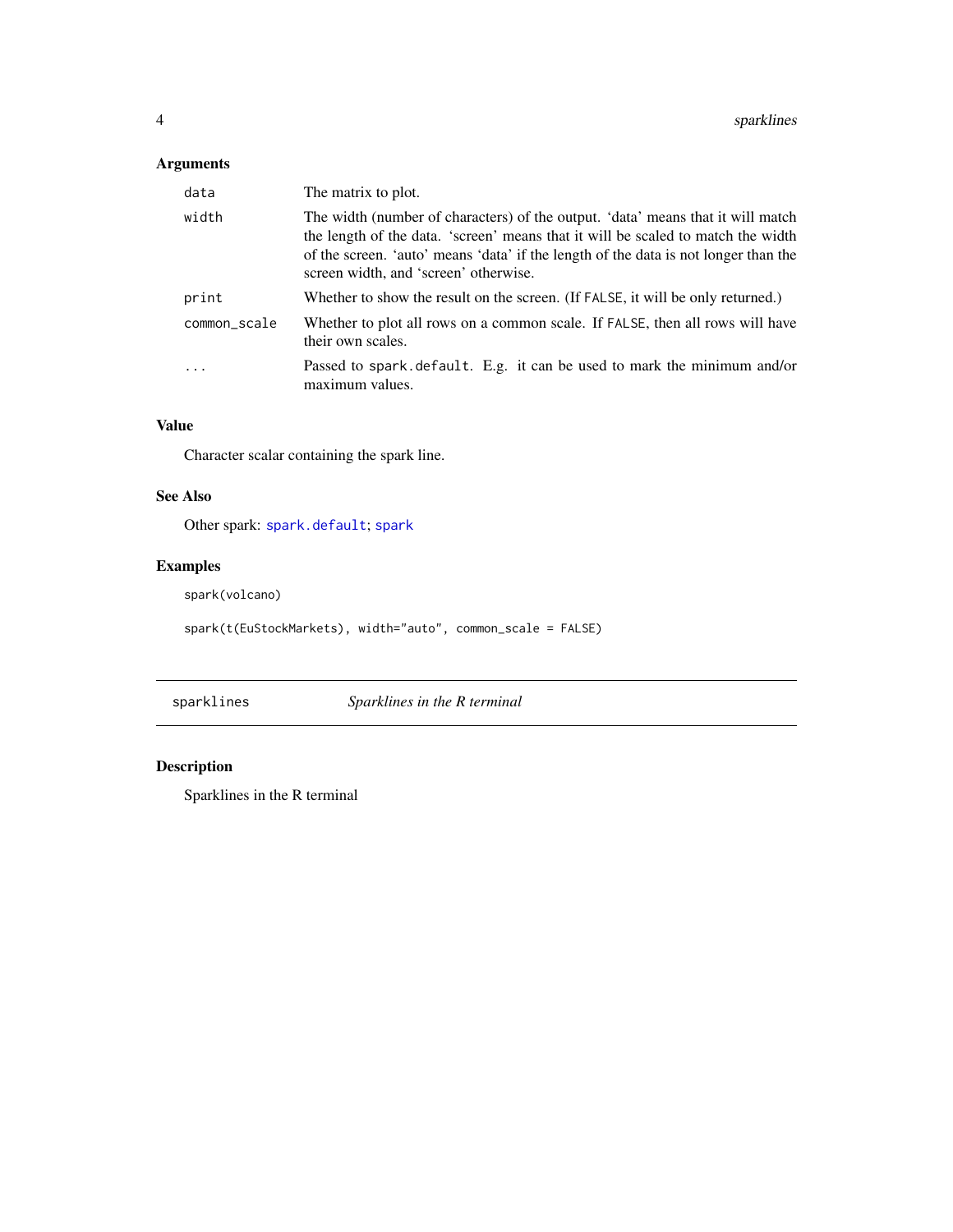## Arguments

| | |
|---|---|
| `data` | The matrix to plot. |
| `width` | The width (number of characters) of the output. 'data' means that it will match the length of the data. 'screen' means that it will be scaled to match the width of the screen. 'auto' means 'data' if the length of the data is not longer than the screen width, and 'screen' otherwise. |
| `print` | Whether to show the result on the screen. (If `FALSE`, it will be only returned.) |
| `common_scale` | Whether to plot all rows on a common scale. If `FALSE`, then all rows will have their own scales. |
| `...` | Passed to `spark.default`. E.g. it can be used to mark the minimum and/or maximum values. |

## Value

Character scalar containing the spark line.

## See Also

Other spark: `spark.default`; `spark`

## Examples

```
spark(volcano)

spark(t(EuStockMarkets), width="auto", common_scale = FALSE)
```

---

# `sparklines` *Sparklines in the R terminal*

---

## Description

Sparklines in the R terminal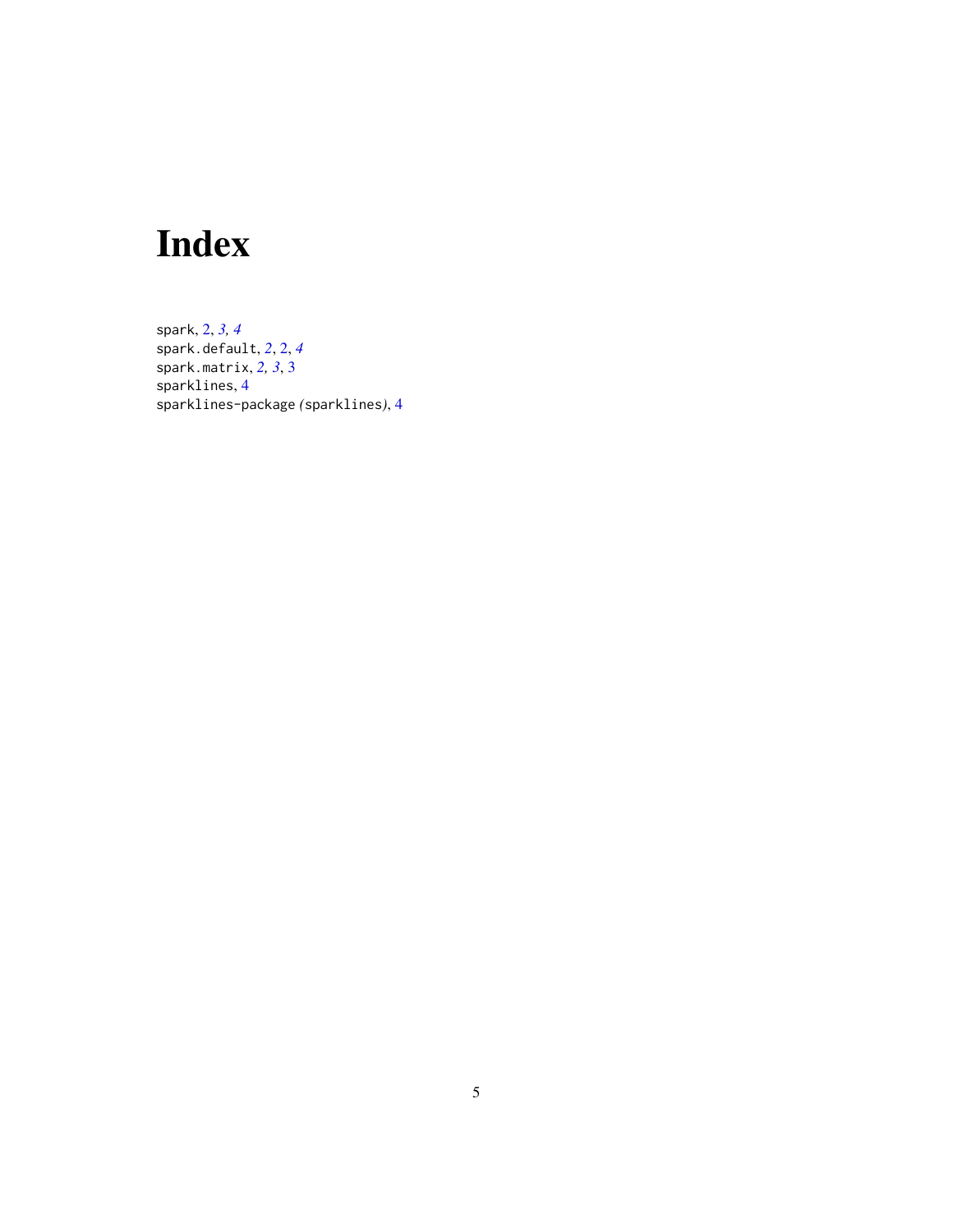# Index

spark, 2, *3*, *4*
spark.default, *2*, 2, *4*
spark.matrix, *2*, *3*, 3
sparklines, 4
sparklines-package (sparklines), 4